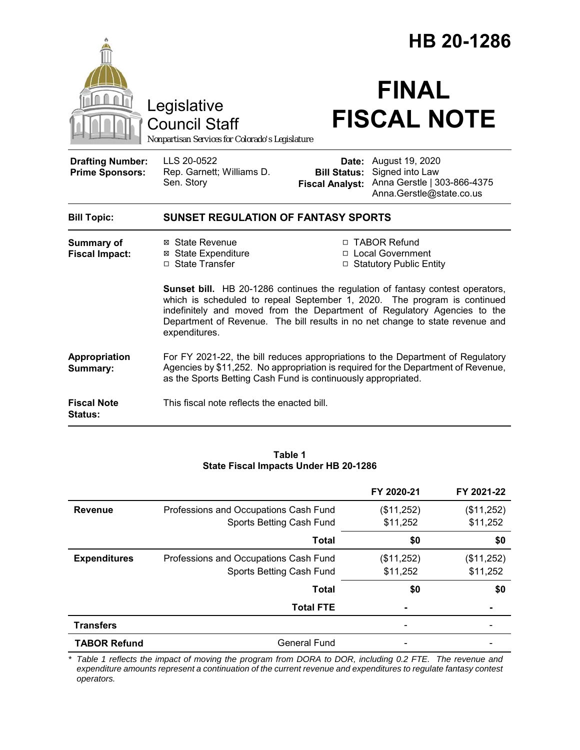# HB 20-1286

Legislative Council Staff

*Nonpartisan Services for Colorado's Legislature*

# FINAL FISCAL NOTE

| | | | |
|---|---|---|---|
| **Drafting Number:** | LLS 20-0522 | **Date:** | August 19, 2020 |
| **Prime Sponsors:** | Rep. Garnett; Williams D. Sen. Story | **Bill Status:** | Signed into Law |
| | | **Fiscal Analyst:** | Anna Gerstle \| 303-866-4375 Anna.Gerstle@state.co.us |

| | |
|---|---|
| **Bill Topic:** | **SUNSET REGULATION OF FANTASY SPORTS** |
| **Summary of Fiscal Impact:** | ☒ State Revenue ☒ State Expenditure ☐ State Transfer ☐ TABOR Refund ☐ Local Government ☐ Statutory Public Entity |
| | **Sunset bill.** HB 20-1286 continues the regulation of fantasy contest operators, which is scheduled to repeal September 1, 2020. The program is continued indefinitely and moved from the Department of Regulatory Agencies to the Department of Revenue. The bill results in no net change to state revenue and expenditures. |
| **Appropriation Summary:** | For FY 2021-22, the bill reduces appropriations to the Department of Regulatory Agencies by $11,252. No appropriation is required for the Department of Revenue, as the Sports Betting Cash Fund is continuously appropriated. |
| **Fiscal Note Status:** | This fiscal note reflects the enacted bill. |

**Table 1**
**State Fiscal Impacts Under HB 20-1286**

| | | FY 2020-21 | FY 2021-22 |
|---|---|---|---|
| **Revenue** | Professions and Occupations Cash Fund | ($11,252) | ($11,252) |
| | Sports Betting Cash Fund | $11,252 | $11,252 |
| | **Total** | **$0** | **$0** |
| **Expenditures** | Professions and Occupations Cash Fund | ($11,252) | ($11,252) |
| | Sports Betting Cash Fund | $11,252 | $11,252 |
| | **Total** | **$0** | **$0** |
| | **Total FTE** | **-** | **-** |
| **Transfers** | | - | - |
| **TABOR Refund** | General Fund | - | - |

*\* Table 1 reflects the impact of moving the program from DORA to DOR, including 0.2 FTE. The revenue and expenditure amounts represent a continuation of the current revenue and expenditures to regulate fantasy contest operators.*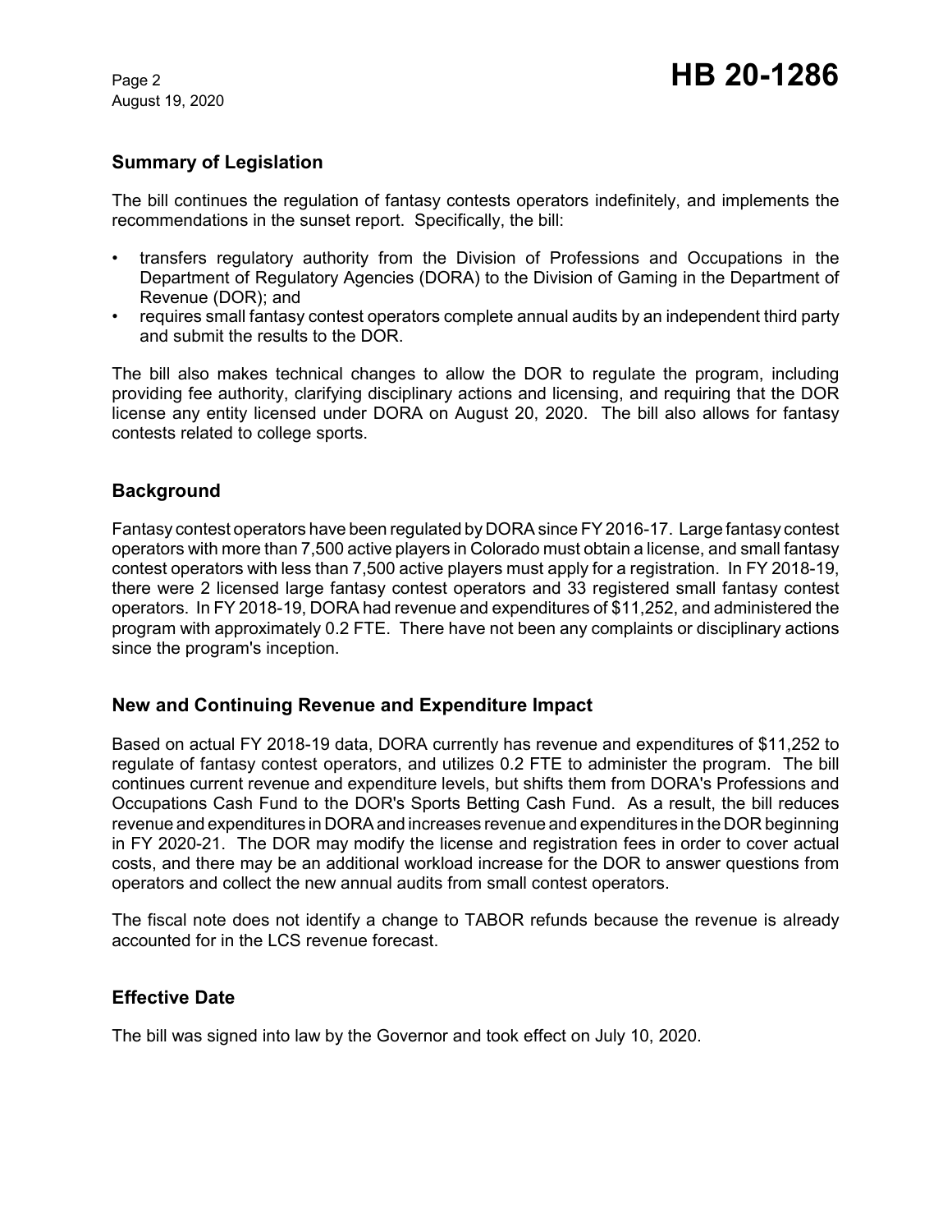## Summary of Legislation

The bill continues the regulation of fantasy contests operators indefinitely, and implements the recommendations in the sunset report. Specifically, the bill:

- transfers regulatory authority from the Division of Professions and Occupations in the Department of Regulatory Agencies (DORA) to the Division of Gaming in the Department of Revenue (DOR); and
- requires small fantasy contest operators complete annual audits by an independent third party and submit the results to the DOR.

The bill also makes technical changes to allow the DOR to regulate the program, including providing fee authority, clarifying disciplinary actions and licensing, and requiring that the DOR license any entity licensed under DORA on August 20, 2020. The bill also allows for fantasy contests related to college sports.

## Background

Fantasy contest operators have been regulated by DORA since FY 2016-17. Large fantasy contest operators with more than 7,500 active players in Colorado must obtain a license, and small fantasy contest operators with less than 7,500 active players must apply for a registration. In FY 2018-19, there were 2 licensed large fantasy contest operators and 33 registered small fantasy contest operators. In FY 2018-19, DORA had revenue and expenditures of $11,252, and administered the program with approximately 0.2 FTE. There have not been any complaints or disciplinary actions since the program's inception.

## New and Continuing Revenue and Expenditure Impact

Based on actual FY 2018-19 data, DORA currently has revenue and expenditures of $11,252 to regulate of fantasy contest operators, and utilizes 0.2 FTE to administer the program. The bill continues current revenue and expenditure levels, but shifts them from DORA's Professions and Occupations Cash Fund to the DOR's Sports Betting Cash Fund. As a result, the bill reduces revenue and expenditures in DORA and increases revenue and expenditures in the DOR beginning in FY 2020-21. The DOR may modify the license and registration fees in order to cover actual costs, and there may be an additional workload increase for the DOR to answer questions from operators and collect the new annual audits from small contest operators.

The fiscal note does not identify a change to TABOR refunds because the revenue is already accounted for in the LCS revenue forecast.

## Effective Date

The bill was signed into law by the Governor and took effect on July 10, 2020.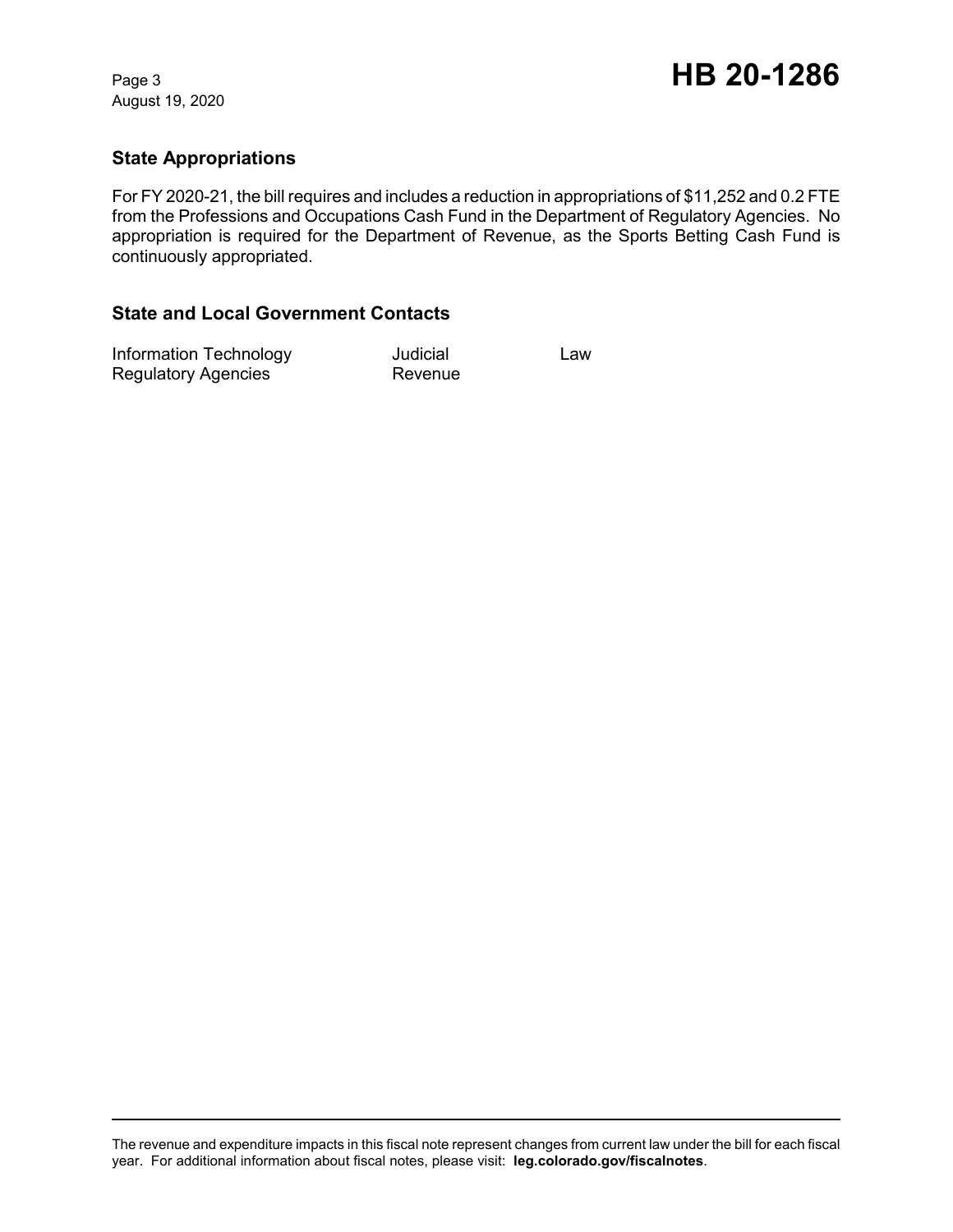## State Appropriations

For FY 2020-21, the bill requires and includes a reduction in appropriations of $11,252 and 0.2 FTE from the Professions and Occupations Cash Fund in the Department of Regulatory Agencies. No appropriation is required for the Department of Revenue, as the Sports Betting Cash Fund is continuously appropriated.

## State and Local Government Contacts

| | | |
|---|---|---|
| Information Technology | Judicial | Law |
| Regulatory Agencies | Revenue | |

The revenue and expenditure impacts in this fiscal note represent changes from current law under the bill for each fiscal year. For additional information about fiscal notes, please visit: **leg.colorado.gov/fiscalnotes**.